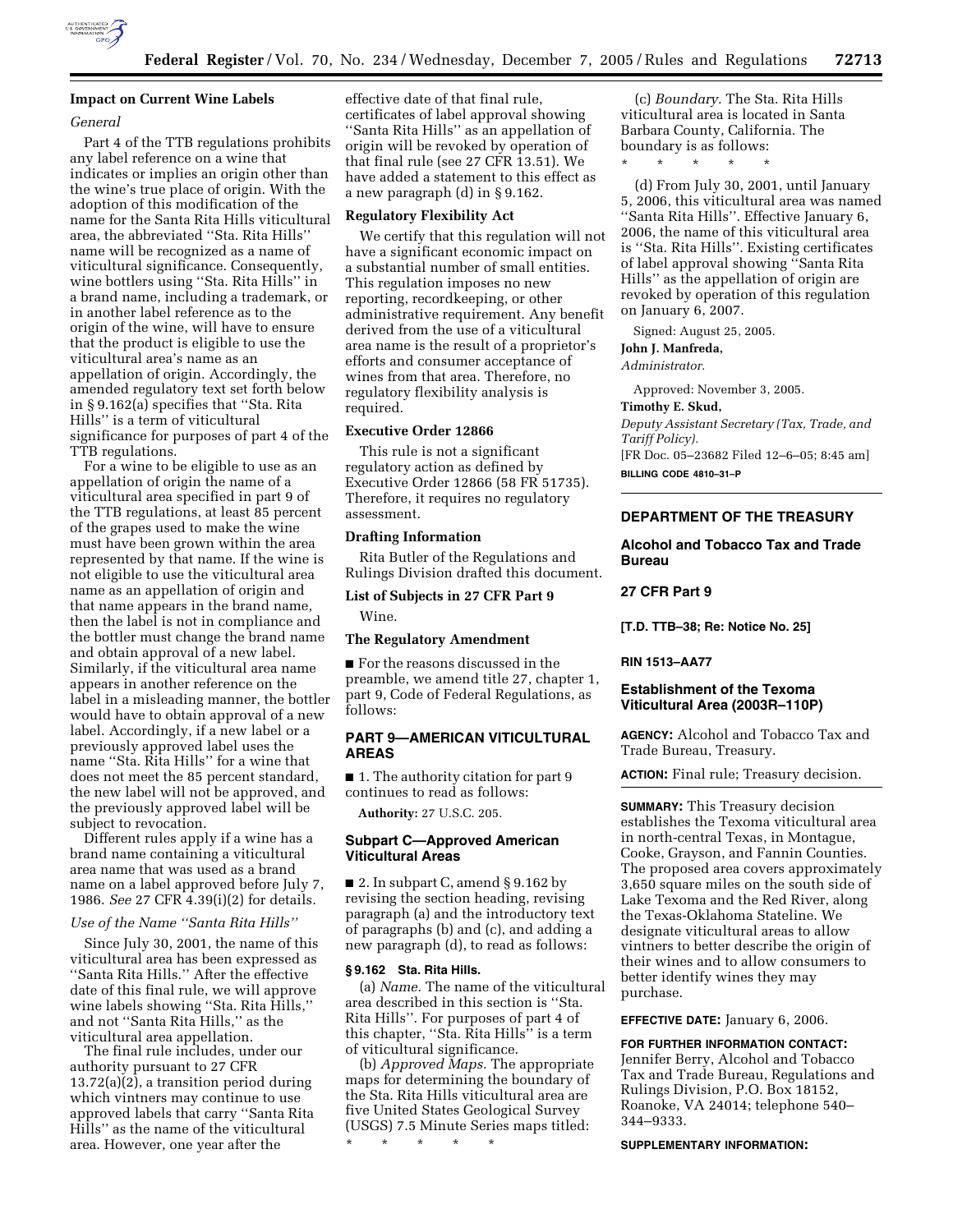### Impact on Current Wine Labels

*General*

Part 4 of the TTB regulations prohibits any label reference on a wine that indicates or implies an origin other than the wine's true place of origin. With the adoption of this modification of the name for the Santa Rita Hills viticultural area, the abbreviated ''Sta. Rita Hills'' name will be recognized as a name of viticultural significance. Consequently, wine bottlers using ''Sta. Rita Hills'' in a brand name, including a trademark, or in another label reference as to the origin of the wine, will have to ensure that the product is eligible to use the viticultural area's name as an appellation of origin. Accordingly, the amended regulatory text set forth below in § 9.162(a) specifies that ''Sta. Rita Hills'' is a term of viticultural significance for purposes of part 4 of the TTB regulations.

For a wine to be eligible to use as an appellation of origin the name of a viticultural area specified in part 9 of the TTB regulations, at least 85 percent of the grapes used to make the wine must have been grown within the area represented by that name. If the wine is not eligible to use the viticultural area name as an appellation of origin and that name appears in the brand name, then the label is not in compliance and the bottler must change the brand name and obtain approval of a new label. Similarly, if the viticultural area name appears in another reference on the label in a misleading manner, the bottler would have to obtain approval of a new label. Accordingly, if a new label or a previously approved label uses the name ''Sta. Rita Hills'' for a wine that does not meet the 85 percent standard, the new label will not be approved, and the previously approved label will be subject to revocation.

Different rules apply if a wine has a brand name containing a viticultural area name that was used as a brand name on a label approved before July 7, 1986. *See* 27 CFR 4.39(i)(2) for details.

*Use of the Name ''Santa Rita Hills''*

Since July 30, 2001, the name of this viticultural area has been expressed as ''Santa Rita Hills.'' After the effective date of this final rule, we will approve wine labels showing ''Sta. Rita Hills,'' and not ''Santa Rita Hills,'' as the viticultural area appellation.

The final rule includes, under our authority pursuant to 27 CFR 13.72(a)(2), a transition period during which vintners may continue to use approved labels that carry ''Santa Rita Hills'' as the name of the viticultural area. However, one year after the effective date of that final rule, certificates of label approval showing ''Santa Rita Hills'' as an appellation of origin will be revoked by operation of that final rule (see 27 CFR 13.51). We have added a statement to this effect as a new paragraph (d) in § 9.162.

### Regulatory Flexibility Act

We certify that this regulation will not have a significant economic impact on a substantial number of small entities. This regulation imposes no new reporting, recordkeeping, or other administrative requirement. Any benefit derived from the use of a viticultural area name is the result of a proprietor's efforts and consumer acceptance of wines from that area. Therefore, no regulatory flexibility analysis is required.

### Executive Order 12866

This rule is not a significant regulatory action as defined by Executive Order 12866 (58 FR 51735). Therefore, it requires no regulatory assessment.

### Drafting Information

Rita Butler of the Regulations and Rulings Division drafted this document.

### List of Subjects in 27 CFR Part 9

Wine.

### The Regulatory Amendment

■ For the reasons discussed in the preamble, we amend title 27, chapter 1, part 9, Code of Federal Regulations, as follows:

## PART 9—AMERICAN VITICULTURAL AREAS

■ 1. The authority citation for part 9 continues to read as follows:

**Authority:** 27 U.S.C. 205.

### Subpart C—Approved American Viticultural Areas

■ 2. In subpart C, amend § 9.162 by revising the section heading, revising paragraph (a) and the introductory text of paragraphs (b) and (c), and adding a new paragraph (d), to read as follows:

**§ 9.162 Sta. Rita Hills.**

(a) *Name.* The name of the viticultural area described in this section is ''Sta. Rita Hills''. For purposes of part 4 of this chapter, ''Sta. Rita Hills'' is a term of viticultural significance.

(b) *Approved Maps.* The appropriate maps for determining the boundary of the Sta. Rita Hills viticultural area are five United States Geological Survey (USGS) 7.5 Minute Series maps titled:

\* \* \* \* \*

(c) *Boundary.* The Sta. Rita Hills viticultural area is located in Santa Barbara County, California. The boundary is as follows:

\* \* \* \* \*

(d) From July 30, 2001, until January 5, 2006, this viticultural area was named ''Santa Rita Hills''. Effective January 6, 2006, the name of this viticultural area is ''Sta. Rita Hills''. Existing certificates of label approval showing ''Santa Rita Hills'' as the appellation of origin are revoked by operation of this regulation on January 6, 2007.

Signed: August 25, 2005.

**John J. Manfreda,**

*Administrator.*

Approved: November 3, 2005.

**Timothy E. Skud,**

*Deputy Assistant Secretary (Tax, Trade, and Tariff Policy).*

[FR Doc. 05–23682 Filed 12–6–05; 8:45 am]

**BILLING CODE 4810–31–P**

---

## DEPARTMENT OF THE TREASURY

## Alcohol and Tobacco Tax and Trade Bureau

## 27 CFR Part 9

**[T.D. TTB–38; Re: Notice No. 25]**

**RIN 1513–AA77**

## Establishment of the Texoma Viticultural Area (2003R–110P)

**AGENCY:** Alcohol and Tobacco Tax and Trade Bureau, Treasury.

**ACTION:** Final rule; Treasury decision.

**SUMMARY:** This Treasury decision establishes the Texoma viticultural area in north-central Texas, in Montague, Cooke, Grayson, and Fannin Counties. The proposed area covers approximately 3,650 square miles on the south side of Lake Texoma and the Red River, along the Texas-Oklahoma Stateline. We designate viticultural areas to allow vintners to better describe the origin of their wines and to allow consumers to better identify wines they may purchase.

**EFFECTIVE DATE:** January 6, 2006.

**FOR FURTHER INFORMATION CONTACT:** Jennifer Berry, Alcohol and Tobacco Tax and Trade Bureau, Regulations and Rulings Division, P.O. Box 18152, Roanoke, VA 24014; telephone 540–344–9333.

**SUPPLEMENTARY INFORMATION:**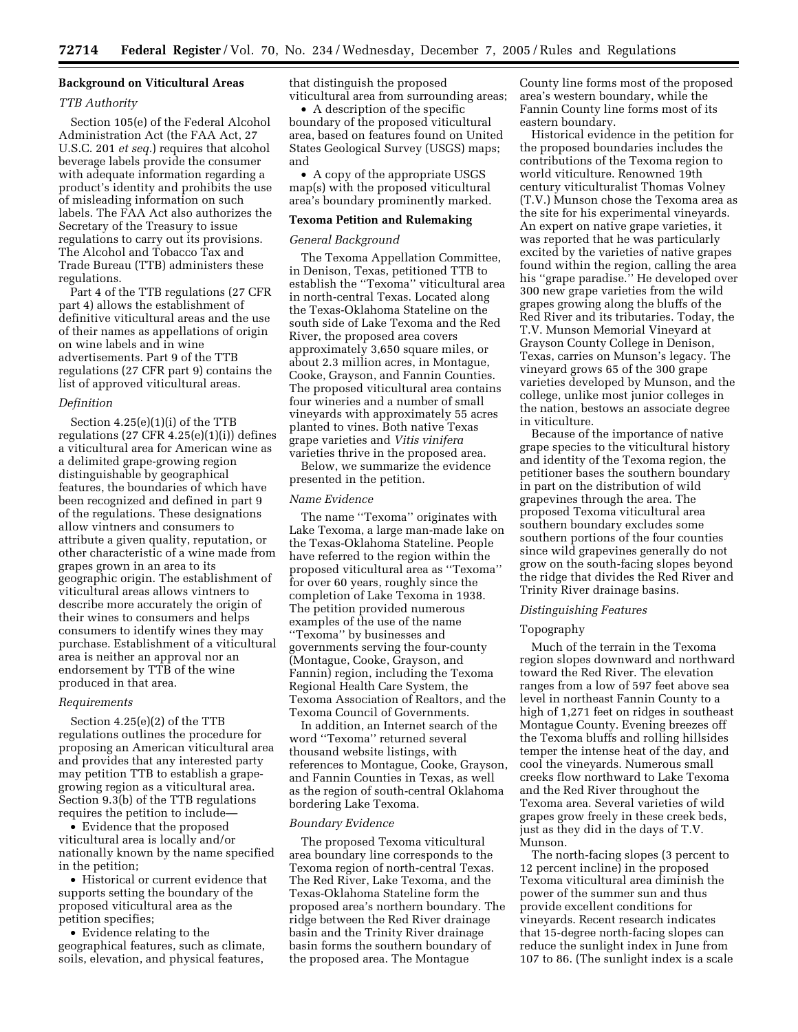## Background on Viticultural Areas

### *TTB Authority*

Section 105(e) of the Federal Alcohol Administration Act (the FAA Act, 27 U.S.C. 201 *et seq.*) requires that alcohol beverage labels provide the consumer with adequate information regarding a product's identity and prohibits the use of misleading information on such labels. The FAA Act also authorizes the Secretary of the Treasury to issue regulations to carry out its provisions. The Alcohol and Tobacco Tax and Trade Bureau (TTB) administers these regulations.

Part 4 of the TTB regulations (27 CFR part 4) allows the establishment of definitive viticultural areas and the use of their names as appellations of origin on wine labels and in wine advertisements. Part 9 of the TTB regulations (27 CFR part 9) contains the list of approved viticultural areas.

### *Definition*

Section 4.25(e)(1)(i) of the TTB regulations (27 CFR 4.25(e)(1)(i)) defines a viticultural area for American wine as a delimited grape-growing region distinguishable by geographical features, the boundaries of which have been recognized and defined in part 9 of the regulations. These designations allow vintners and consumers to attribute a given quality, reputation, or other characteristic of a wine made from grapes grown in an area to its geographic origin. The establishment of viticultural areas allows vintners to describe more accurately the origin of their wines to consumers and helps consumers to identify wines they may purchase. Establishment of a viticultural area is neither an approval nor an endorsement by TTB of the wine produced in that area.

### *Requirements*

Section 4.25(e)(2) of the TTB regulations outlines the procedure for proposing an American viticultural area and provides that any interested party may petition TTB to establish a grape-growing region as a viticultural area. Section 9.3(b) of the TTB regulations requires the petition to include—

- Evidence that the proposed viticultural area is locally and/or nationally known by the name specified in the petition;
- Historical or current evidence that supports setting the boundary of the proposed viticultural area as the petition specifies;
- Evidence relating to the geographical features, such as climate, soils, elevation, and physical features, that distinguish the proposed viticultural area from surrounding areas;
- A description of the specific boundary of the proposed viticultural area, based on features found on United States Geological Survey (USGS) maps; and
- A copy of the appropriate USGS map(s) with the proposed viticultural area's boundary prominently marked.

## Texoma Petition and Rulemaking

### *General Background*

The Texoma Appellation Committee, in Denison, Texas, petitioned TTB to establish the "Texoma" viticultural area in north-central Texas. Located along the Texas-Oklahoma Stateline on the south side of Lake Texoma and the Red River, the proposed area covers approximately 3,650 square miles, or about 2.3 million acres, in Montague, Cooke, Grayson, and Fannin Counties. The proposed viticultural area contains four wineries and a number of small vineyards with approximately 55 acres planted to vines. Both native Texas grape varieties and *Vitis vinifera* varieties thrive in the proposed area.

Below, we summarize the evidence presented in the petition.

### *Name Evidence*

The name "Texoma" originates with Lake Texoma, a large man-made lake on the Texas-Oklahoma Stateline. People have referred to the region within the proposed viticultural area as "Texoma" for over 60 years, roughly since the completion of Lake Texoma in 1938. The petition provided numerous examples of the use of the name "Texoma" by businesses and governments serving the four-county (Montague, Cooke, Grayson, and Fannin) region, including the Texoma Regional Health Care System, the Texoma Association of Realtors, and the Texoma Council of Governments.

In addition, an Internet search of the word "Texoma" returned several thousand website listings, with references to Montague, Cooke, Grayson, and Fannin Counties in Texas, as well as the region of south-central Oklahoma bordering Lake Texoma.

### *Boundary Evidence*

The proposed Texoma viticultural area boundary line corresponds to the Texoma region of north-central Texas. The Red River, Lake Texoma, and the Texas-Oklahoma Stateline form the proposed area's northern boundary. The ridge between the Red River drainage basin and the Trinity River drainage basin forms the southern boundary of the proposed area. The Montague County line forms most of the proposed area's western boundary, while the Fannin County line forms most of its eastern boundary.

Historical evidence in the petition for the proposed boundaries includes the contributions of the Texoma region to world viticulture. Renowned 19th century viticulturalist Thomas Volney (T.V.) Munson chose the Texoma area as the site for his experimental vineyards. An expert on native grape varieties, it was reported that he was particulary excited by the varieties of native grapes found within the region, calling the area his "grape paradise." He developed over 300 new grape varieties from the wild grapes growing along the bluffs of the Red River and its tributaries. Today, the T.V. Munson Memorial Vineyard at Grayson County College in Denison, Texas, carries on Munson's legacy. The vineyard grows 65 of the 300 grape varieties developed by Munson, and the college, unlike most junior colleges in the nation, bestows an associate degree in viticulture.

Because of the importance of native grape species to the viticultural history and identity of the Texoma region, the petitioner bases the southern boundary in part on the distribution of wild grapevines through the area. The proposed Texoma viticultural area southern boundary excludes some southern portions of the four counties since wild grapevines generally do not grow on the south-facing slopes beyond the ridge that divides the Red River and Trinity River drainage basins.

### *Distinguishing Features*

#### Topography

Much of the terrain in the Texoma region slopes downward and northward toward the Red River. The elevation ranges from a low of 597 feet above sea level in northeast Fannin County to a high of 1,271 feet on ridges in southeast Montague County. Evening breezes off the Texoma bluffs and rolling hillsides temper the intense heat of the day, and cool the vineyards. Numerous small creeks flow northward to Lake Texoma and the Red River throughout the Texoma area. Several varieties of wild grapes grow freely in these creek beds, just as they did in the days of T.V. Munson.

The north-facing slopes (3 percent to 12 percent incline) in the proposed Texoma viticultural area diminish the power of the summer sun and thus provide excellent conditions for vineyards. Recent research indicates that 15-degree north-facing slopes can reduce the sunlight index in June from 107 to 86. (The sunlight index is a scale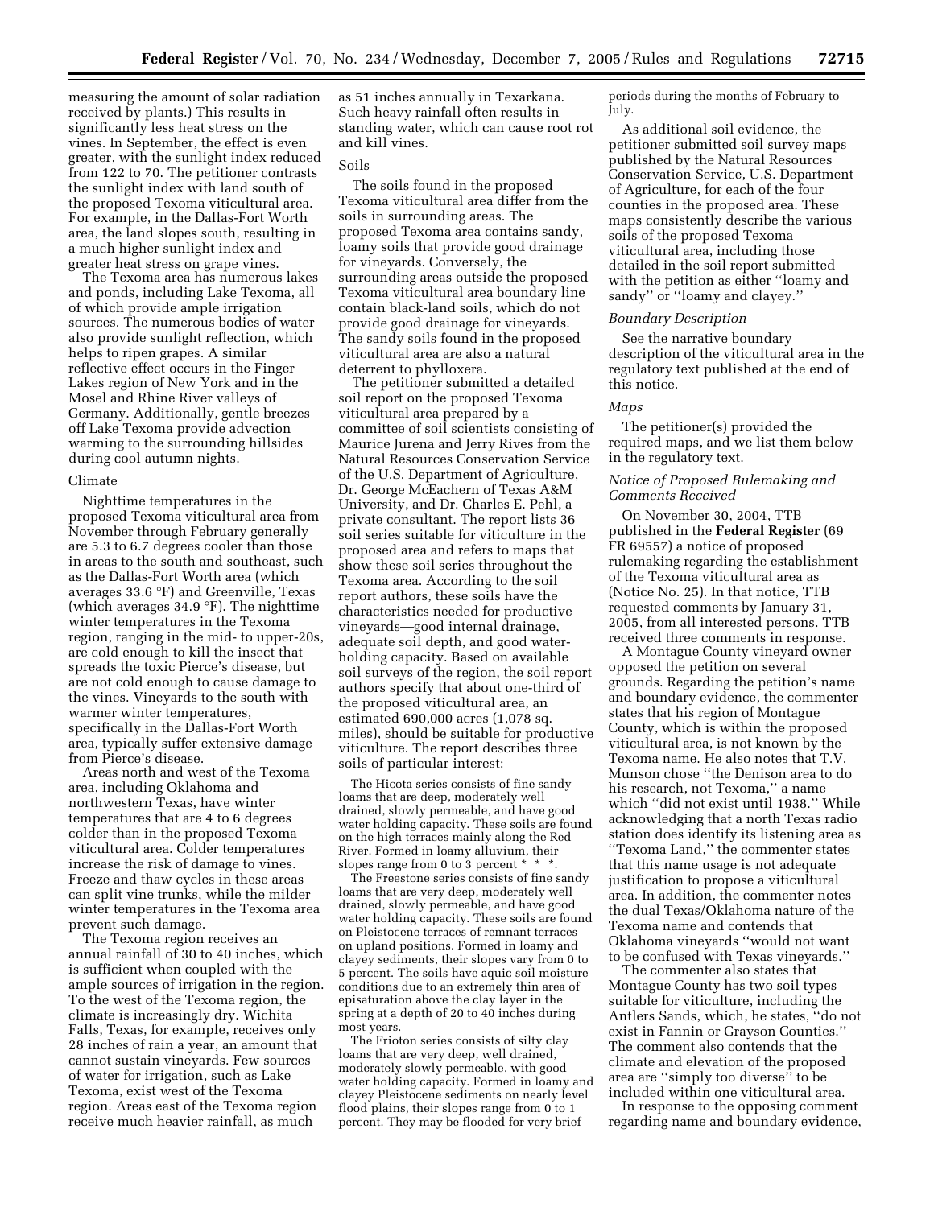measuring the amount of solar radiation received by plants.) This results in significantly less heat stress on the vines. In September, the effect is even greater, with the sunlight index reduced from 122 to 70. The petitioner contrasts the sunlight index with land south of the proposed Texoma viticultural area. For example, in the Dallas-Fort Worth area, the land slopes south, resulting in a much higher sunlight index and greater heat stress on grape vines.

The Texoma area has numerous lakes and ponds, including Lake Texoma, all of which provide ample irrigation sources. The numerous bodies of water also provide sunlight reflection, which helps to ripen grapes. A similar reflective effect occurs in the Finger Lakes region of New York and in the Mosel and Rhine River valleys of Germany. Additionally, gentle breezes off Lake Texoma provide advection warming to the surrounding hillsides during cool autumn nights.

Climate

Nighttime temperatures in the proposed Texoma viticultural area from November through February generally are 5.3 to 6.7 degrees cooler than those in areas to the south and southeast, such as the Dallas-Fort Worth area (which averages 33.6 °F) and Greenville, Texas (which averages 34.9 °F). The nighttime winter temperatures in the Texoma region, ranging in the mid- to upper-20s, are cold enough to kill the insect that spreads the toxic Pierce's disease, but are not cold enough to cause damage to the vines. Vineyards to the south with warmer winter temperatures, specifically in the Dallas-Fort Worth area, typically suffer extensive damage from Pierce's disease.

Areas north and west of the Texoma area, including Oklahoma and northwestern Texas, have winter temperatures that are 4 to 6 degrees colder than in the proposed Texoma viticultural area. Colder temperatures increase the risk of damage to vines. Freeze and thaw cycles in these areas can split vine trunks, while the milder winter temperatures in the Texoma area prevent such damage.

The Texoma region receives an annual rainfall of 30 to 40 inches, which is sufficient when coupled with the ample sources of irrigation in the region. To the west of the Texoma region, the climate is increasingly dry. Wichita Falls, Texas, for example, receives only 28 inches of rain a year, an amount that cannot sustain vineyards. Few sources of water for irrigation, such as Lake Texoma, exist west of the Texoma region. Areas east of the Texoma region receive much heavier rainfall, as much as 51 inches annually in Texarkana. Such heavy rainfall often results in standing water, which can cause root rot and kill vines.

Soils

The soils found in the proposed Texoma viticultural area differ from the soils in surrounding areas. The proposed Texoma area contains sandy, loamy soils that provide good drainage for vineyards. Conversely, the surrounding areas outside the proposed Texoma viticultural area boundary line contain black-land soils, which do not provide good drainage for vineyards. The sandy soils found in the proposed viticultural area are also a natural deterrent to phylloxera.

The petitioner submitted a detailed soil report on the proposed Texoma viticultural area prepared by a committee of soil scientists consisting of Maurice Jurena and Jerry Rives from the Natural Resources Conservation Service of the U.S. Department of Agriculture, Dr. George McEachern of Texas A&M University, and Dr. Charles E. Pehl, a private consultant. The report lists 36 soil series suitable for viticulture in the proposed area and refers to maps that show these soil series throughout the Texoma area. According to the soil report authors, these soils have the characteristics needed for productive vineyards—good internal drainage, adequate soil depth, and good water-holding capacity. Based on available soil surveys of the region, the soil report authors specify that about one-third of the proposed viticultural area, an estimated 690,000 acres (1,078 sq. miles), should be suitable for productive viticulture. The report describes three soils of particular interest:

> The Hicota series consists of fine sandy loams that are deep, moderately well drained, slowly permeable, and have good water holding capacity. These soils are found on the high terraces mainly along the Red River. Formed in loamy alluvium, their slopes range from 0 to 3 percent * * *.
>
> The Freestone series consists of fine sandy loams that are very deep, moderately well drained, slowly permeable, and have good water holding capacity. These soils are found on Pleistocene terraces of remnant terraces on upland positions. Formed in loamy and clayey sediments, their slopes vary from 0 to 5 percent. The soils have aquic soil moisture conditions due to an extremely thin area of episaturation above the clay layer in the spring at a depth of 20 to 40 inches during most years.
>
> The Frioton series consists of silty clay loams that are very deep, well drained, moderately slowly permeable, with good water holding capacity. Formed in loamy and clayey Pleistocene sediments on nearly level flood plains, their slopes range from 0 to 1 percent. They may be flooded for very brief periods during the months of February to July.

As additional soil evidence, the petitioner submitted soil survey maps published by the Natural Resources Conservation Service, U.S. Department of Agriculture, for each of the four counties in the proposed area. These maps consistently describe the various soils of the proposed Texoma viticultural area, including those detailed in the soil report submitted with the petition as either "loamy and sandy" or "loamy and clayey."

*Boundary Description*

See the narrative boundary description of the viticultural area in the regulatory text published at the end of this notice.

*Maps*

The petitioner(s) provided the required maps, and we list them below in the regulatory text.

*Notice of Proposed Rulemaking and Comments Received*

On November 30, 2004, TTB published in the **Federal Register** (69 FR 69557) a notice of proposed rulemaking regarding the establishment of the Texoma viticultural area as (Notice No. 25). In that notice, TTB requested comments by January 31, 2005, from all interested persons. TTB received three comments in response.

A Montague County vineyard owner opposed the petition on several grounds. Regarding the petition's name and boundary evidence, the commenter states that his region of Montague County, which is within the proposed viticultural area, is not known by the Texoma name. He also notes that T.V. Munson chose "the Denison area to do his research, not Texoma," a name which "did not exist until 1938." While acknowledging that a north Texas radio station does identify its listening area as "Texoma Land," the commenter states that this name usage is not adequate justification to propose a viticultural area. In addition, the commenter notes the dual Texas/Oklahoma nature of the Texoma name and contends that Oklahoma vineyards "would not want to be confused with Texas vineyards."

The commenter also states that Montague County has two soil types suitable for viticulture, including the Antlers Sands, which, he states, "do not exist in Fannin or Grayson Counties." The comment also contends that the climate and elevation of the proposed area are "simply too diverse" to be included within one viticultural area.

In response to the opposing comment regarding name and boundary evidence,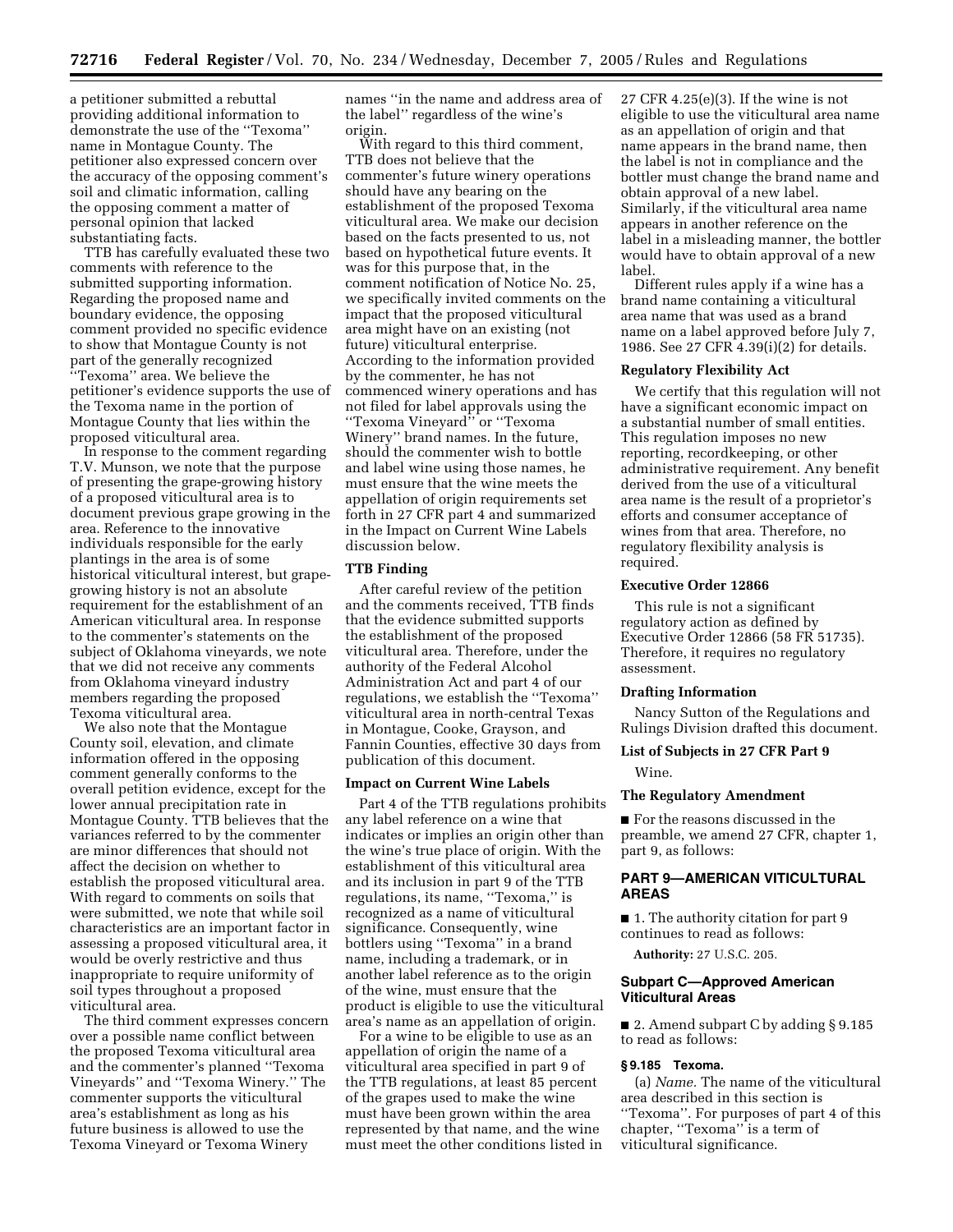a petitioner submitted a rebuttal providing additional information to demonstrate the use of the ''Texoma'' name in Montague County. The petitioner also expressed concern over the accuracy of the opposing comment's soil and climatic information, calling the opposing comment a matter of personal opinion that lacked substantiating facts.

TTB has carefully evaluated these two comments with reference to the submitted supporting information. Regarding the proposed name and boundary evidence, the opposing comment provided no specific evidence to show that Montague County is not part of the generally recognized ''Texoma'' area. We believe the petitioner's evidence supports the use of the Texoma name in the portion of Montague County that lies within the proposed viticultural area.

In response to the comment regarding T.V. Munson, we note that the purpose of presenting the grape-growing history of a proposed viticultural area is to document previous grape growing in the area. Reference to the innovative individuals responsible for the early plantings in the area is of some historical viticultural interest, but grape-growing history is not an absolute requirement for the establishment of an American viticultural area. In response to the commenter's statements on the subject of Oklahoma vineyards, we note that we did not receive any comments from Oklahoma vineyard industry members regarding the proposed Texoma viticultural area.

We also note that the Montague County soil, elevation, and climate information offered in the opposing comment generally conforms to the overall petition evidence, except for the lower annual precipitation rate in Montague County. TTB believes that the variances referred to by the commenter are minor differences that should not affect the decision on whether to establish the proposed viticultural area. With regard to comments on soils that were submitted, we note that while soil characteristics are an important factor in assessing a proposed viticultural area, it would be overly restrictive and thus inappropriate to require uniformity of soil types throughout a proposed viticultural area.

The third comment expresses concern over a possible name conflict between the proposed Texoma viticultural area and the commenter's planned ''Texoma Vineyards'' and ''Texoma Winery.'' The commenter supports the viticultural area's establishment as long as his future business is allowed to use the Texoma Vineyard or Texoma Winery names ''in the name and address area of the label'' regardless of the wine's origin.

With regard to this third comment, TTB does not believe that the commenter's future winery operations should have any bearing on the establishment of the proposed Texoma viticultural area. We make our decision based on the facts presented to us, not based on hypothetical future events. It was for this purpose that, in the comment notification of Notice No. 25, we specifically invited comments on the impact that the proposed viticultural area might have on an existing (not future) viticultural enterprise. According to the information provided by the commenter, he has not commenced winery operations and has not filed for label approvals using the ''Texoma Vineyard'' or ''Texoma Winery'' brand names. In the future, should the commenter wish to bottle and label wine using those names, he must ensure that the wine meets the appellation of origin requirements set forth in 27 CFR part 4 and summarized in the Impact on Current Wine Labels discussion below.

### TTB Finding

After careful review of the petition and the comments received, TTB finds that the evidence submitted supports the establishment of the proposed viticultural area. Therefore, under the authority of the Federal Alcohol Administration Act and part 4 of our regulations, we establish the ''Texoma'' viticultural area in north-central Texas in Montague, Cooke, Grayson, and Fannin Counties, effective 30 days from publication of this document.

### Impact on Current Wine Labels

Part 4 of the TTB regulations prohibits any label reference on a wine that indicates or implies an origin other than the wine's true place of origin. With the establishment of this viticultural area and its inclusion in part 9 of the TTB regulations, its name, ''Texoma,'' is recognized as a name of viticultural significance. Consequently, wine bottlers using ''Texoma'' in a brand name, including a trademark, or in another label reference as to the origin of the wine, must ensure that the product is eligible to use the viticultural area's name as an appellation of origin.

For a wine to be eligible to use as an appellation of origin the name of a viticultural area specified in part 9 of the TTB regulations, at least 85 percent of the grapes used to make the wine must have been grown within the area represented by that name, and the wine must meet the other conditions listed in 27 CFR 4.25(e)(3). If the wine is not eligible to use the viticultural area name as an appellation of origin and that name appears in the brand name, then the label is not in compliance and the bottler must change the brand name and obtain approval of a new label. Similarly, if the viticultural area name appears in another reference on the label in a misleading manner, the bottler would have to obtain approval of a new label.

Different rules apply if a wine has a brand name containing a viticultural area name that was used as a brand name on a label approved before July 7, 1986. See 27 CFR 4.39(i)(2) for details.

### Regulatory Flexibility Act

We certify that this regulation will not have a significant economic impact on a substantial number of small entities. This regulation imposes no new reporting, recordkeeping, or other administrative requirement. Any benefit derived from the use of a viticultural area name is the result of a proprietor's efforts and consumer acceptance of wines from that area. Therefore, no regulatory flexibility analysis is required.

### Executive Order 12866

This rule is not a significant regulatory action as defined by Executive Order 12866 (58 FR 51735). Therefore, it requires no regulatory assessment.

### Drafting Information

Nancy Sutton of the Regulations and Rulings Division drafted this document.

### List of Subjects in 27 CFR Part 9

Wine.

### The Regulatory Amendment

■ For the reasons discussed in the preamble, we amend 27 CFR, chapter 1, part 9, as follows:

## PART 9—AMERICAN VITICULTURAL AREAS

■ 1. The authority citation for part 9 continues to read as follows:

**Authority:** 27 U.S.C. 205.

### Subpart C—Approved American Viticultural Areas

■ 2. Amend subpart C by adding § 9.185 to read as follows:

#### § 9.185 Texoma.

(a) *Name.* The name of the viticultural area described in this section is ''Texoma''. For purposes of part 4 of this chapter, ''Texoma'' is a term of viticultural significance.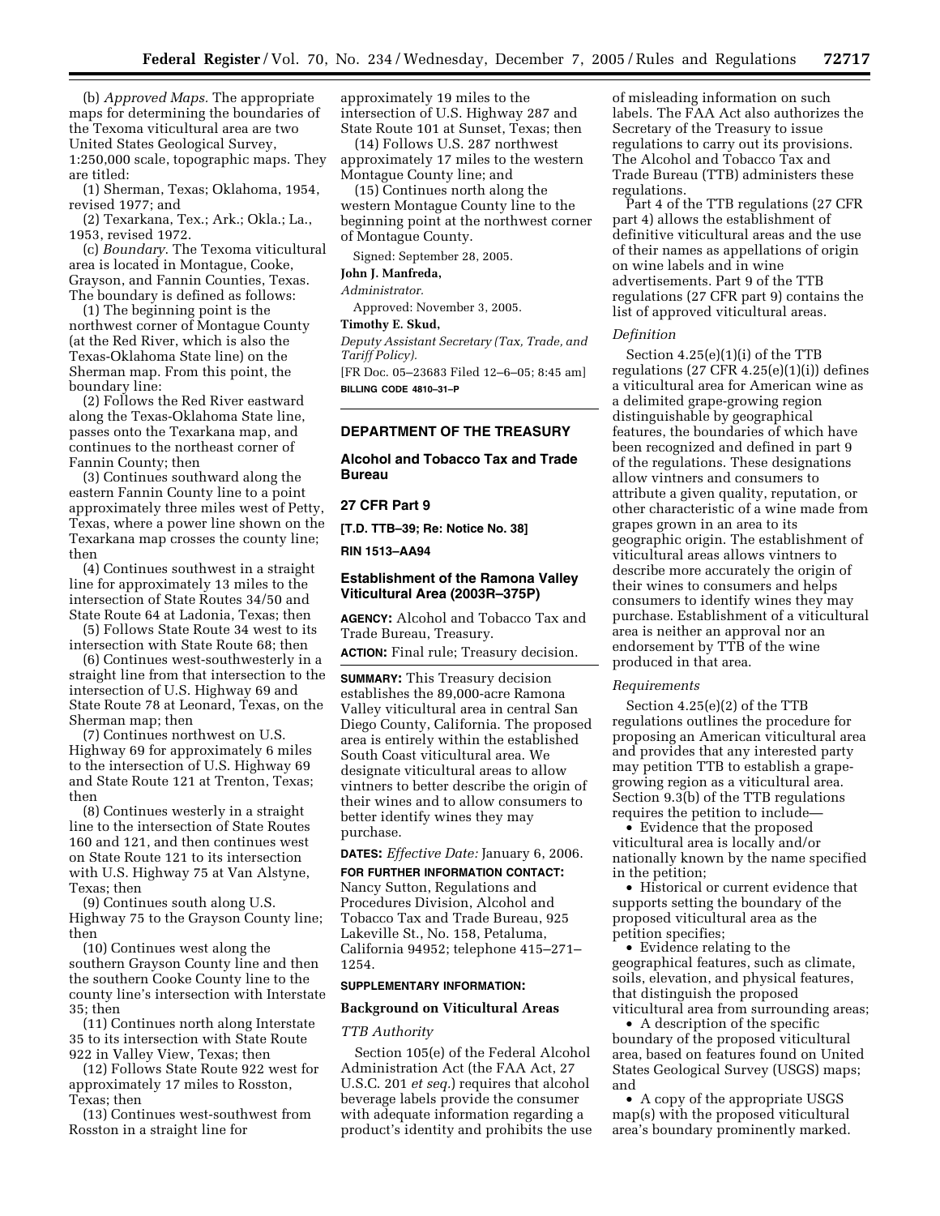(b) *Approved Maps.* The appropriate maps for determining the boundaries of the Texoma viticultural area are two United States Geological Survey, 1:250,000 scale, topographic maps. They are titled:

(1) Sherman, Texas; Oklahoma, 1954, revised 1977; and

(2) Texarkana, Tex.; Ark.; Okla.; La., 1953, revised 1972.

(c) *Boundary.* The Texoma viticultural area is located in Montague, Cooke, Grayson, and Fannin Counties, Texas. The boundary is defined as follows:

(1) The beginning point is the northwest corner of Montague County (at the Red River, which is also the Texas-Oklahoma State line) on the Sherman map. From this point, the boundary line:

(2) Follows the Red River eastward along the Texas-Oklahoma State line, passes onto the Texarkana map, and continues to the northeast corner of Fannin County; then

(3) Continues southward along the eastern Fannin County line to a point approximately three miles west of Petty, Texas, where a power line shown on the Texarkana map crosses the county line; then

(4) Continues southwest in a straight line for approximately 13 miles to the intersection of State Routes 34/50 and State Route 64 at Ladonia, Texas; then

(5) Follows State Route 34 west to its intersection with State Route 68; then

(6) Continues west-southwesterly in a straight line from that intersection to the intersection of U.S. Highway 69 and State Route 78 at Leonard, Texas, on the Sherman map; then

(7) Continues northwest on U.S. Highway 69 for approximately 6 miles to the intersection of U.S. Highway 69 and State Route 121 at Trenton, Texas; then

(8) Continues westerly in a straight line to the intersection of State Routes 160 and 121, and then continues west on State Route 121 to its intersection with U.S. Highway 75 at Van Alstyne, Texas; then

(9) Continues south along U.S. Highway 75 to the Grayson County line; then

(10) Continues west along the southern Grayson County line and then the southern Cooke County line to the county line's intersection with Interstate 35; then

(11) Continues north along Interstate 35 to its intersection with State Route 922 in Valley View, Texas; then

(12) Follows State Route 922 west for approximately 17 miles to Rosston, Texas; then

(13) Continues west-southwest from Rosston in a straight line for approximately 19 miles to the intersection of U.S. Highway 287 and State Route 101 at Sunset, Texas; then

(14) Follows U.S. 287 northwest approximately 17 miles to the western Montague County line; and

(15) Continues north along the western Montague County line to the beginning point at the northwest corner of Montague County.

Signed: September 28, 2005.

**John J. Manfreda,**

*Administrator.*

Approved: November 3, 2005.

**Timothy E. Skud,**

*Deputy Assistant Secretary (Tax, Trade, and Tariff Policy).*

[FR Doc. 05–23683 Filed 12–6–05; 8:45 am]

**BILLING CODE 4810–31–P**

---

## DEPARTMENT OF THE TREASURY

## Alcohol and Tobacco Tax and Trade Bureau

## 27 CFR Part 9

**[T.D. TTB–39; Re: Notice No. 38]**

**RIN 1513–AA94**

## Establishment of the Ramona Valley Viticultural Area (2003R–375P)

**AGENCY:** Alcohol and Tobacco Tax and Trade Bureau, Treasury.

**ACTION:** Final rule; Treasury decision.

**SUMMARY:** This Treasury decision establishes the 89,000-acre Ramona Valley viticultural area in central San Diego County, California. The proposed area is entirely within the established South Coast viticultural area. We designate viticultural areas to allow vintners to better describe the origin of their wines and to allow consumers to better identify wines they may purchase.

**DATES:** *Effective Date:* January 6, 2006.

**FOR FURTHER INFORMATION CONTACT:** Nancy Sutton, Regulations and Procedures Division, Alcohol and Tobacco Tax and Trade Bureau, 925 Lakeville St., No. 158, Petaluma, California 94952; telephone 415–271–1254.

**SUPPLEMENTARY INFORMATION:**

### Background on Viticultural Areas

#### *TTB Authority*

Section 105(e) of the Federal Alcohol Administration Act (the FAA Act, 27 U.S.C. 201 *et seq.*) requires that alcohol beverage labels provide the consumer with adequate information regarding a product's identity and prohibits the use of misleading information on such labels. The FAA Act also authorizes the Secretary of the Treasury to issue regulations to carry out its provisions. The Alcohol and Tobacco Tax and Trade Bureau (TTB) administers these regulations.

Part 4 of the TTB regulations (27 CFR part 4) allows the establishment of definitive viticultural areas and the use of their names as appellations of origin on wine labels and in wine advertisements. Part 9 of the TTB regulations (27 CFR part 9) contains the list of approved viticultural areas.

#### *Definition*

Section 4.25(e)(1)(i) of the TTB regulations (27 CFR 4.25(e)(1)(i)) defines a viticultural area for American wine as a delimited grape-growing region distinguishable by geographical features, the boundaries of which have been recognized and defined in part 9 of the regulations. These designations allow vintners and consumers to attribute a given quality, reputation, or other characteristic of a wine made from grapes grown in an area to its geographic origin. The establishment of viticultural areas allows vintners to describe more accurately the origin of their wines to consumers and helps consumers to identify wines they may purchase. Establishment of a viticultural area is neither an approval nor an endorsement by TTB of the wine produced in that area.

#### *Requirements*

Section 4.25(e)(2) of the TTB regulations outlines the procedure for proposing an American viticultural area and provides that any interested party may petition TTB to establish a grape-growing region as a viticultural area. Section 9.3(b) of the TTB regulations requires the petition to include—

- Evidence that the proposed viticultural area is locally and/or nationally known by the name specified in the petition;
- Historical or current evidence that supports setting the boundary of the proposed viticultural area as the petition specifies;
- Evidence relating to the geographical features, such as climate, soils, elevation, and physical features, that distinguish the proposed viticultural area from surrounding areas;
- A description of the specific boundary of the proposed viticultural area, based on features found on United States Geological Survey (USGS) maps; and
- A copy of the appropriate USGS map(s) with the proposed viticultural area's boundary prominently marked.